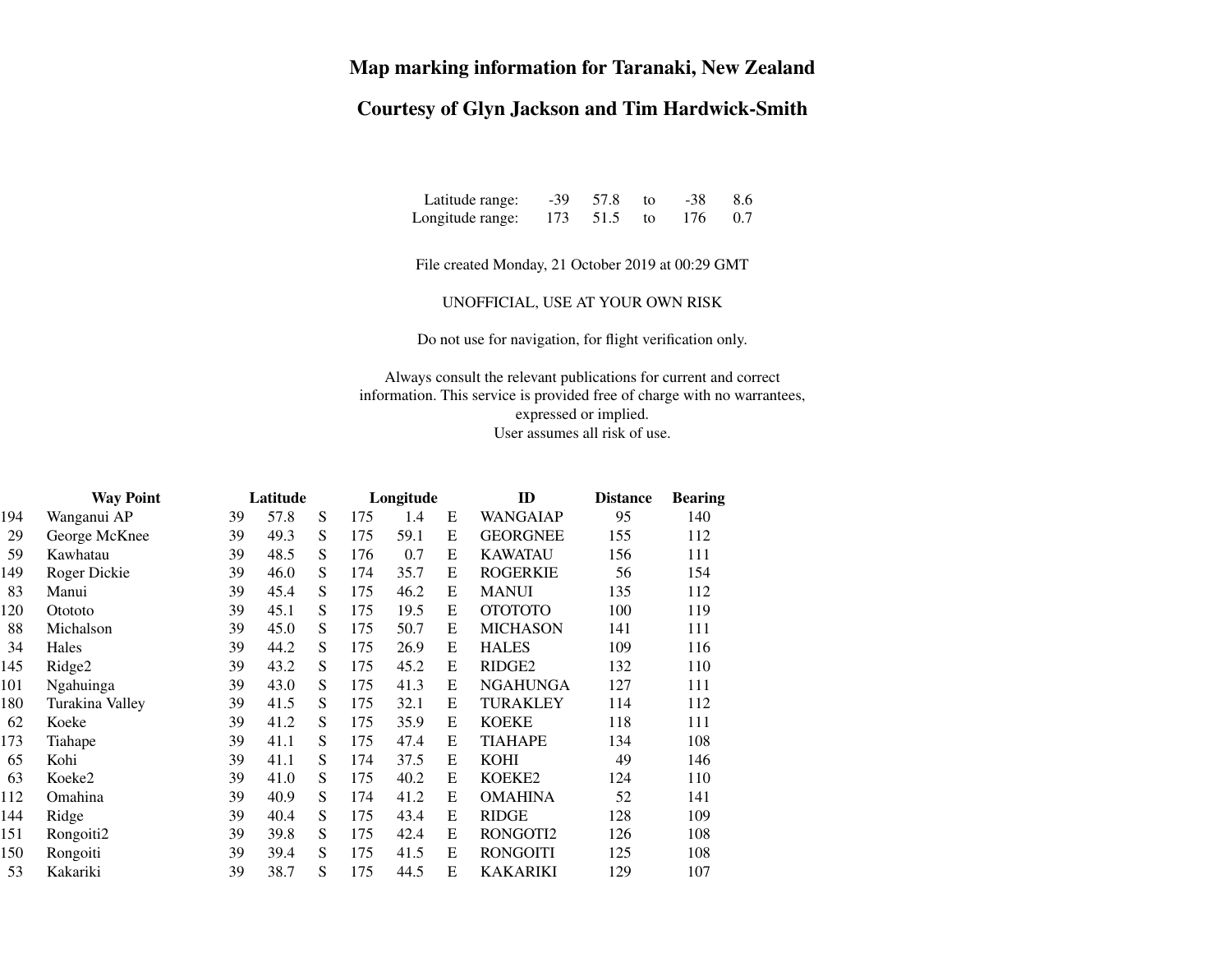# Map marking information for Taranaki, New Zealand

## Courtesy of Glyn Jackson and Tim Hardwick-Smith

| | | | | | |
|---|---|---|---|---|---|
| Latitude range: | -39 | 57.8 | to | -38 | 8.6 |
| Longitude range: | 173 | 51.5 | to | 176 | 0.7 |

File created Monday, 21 October 2019 at 00:29 GMT

UNOFFICIAL, USE AT YOUR OWN RISK

Do not use for navigation, for flight verification only.

Always consult the relevant publications for current and correct information. This service is provided free of charge with no warrantees, expressed or implied.
User assumes all risk of use.

| | Way Point | Latitude | | | Longitude | | | ID | Distance | Bearing |
|---|---|---|---|---|---|---|---|---|---|---|
| 194 | Wanganui AP | 39 | 57.8 | S | 175 | 1.4 | E | WANGAIAP | 95 | 140 |
| 29 | George McKnee | 39 | 49.3 | S | 175 | 59.1 | E | GEORGNEE | 155 | 112 |
| 59 | Kawhatau | 39 | 48.5 | S | 176 | 0.7 | E | KAWATAU | 156 | 111 |
| 149 | Roger Dickie | 39 | 46.0 | S | 174 | 35.7 | E | ROGERKIE | 56 | 154 |
| 83 | Manui | 39 | 45.4 | S | 175 | 46.2 | E | MANUI | 135 | 112 |
| 120 | Otototo | 39 | 45.1 | S | 175 | 19.5 | E | OTOTOTO | 100 | 119 |
| 88 | Michalson | 39 | 45.0 | S | 175 | 50.7 | E | MICHASON | 141 | 111 |
| 34 | Hales | 39 | 44.2 | S | 175 | 26.9 | E | HALES | 109 | 116 |
| 145 | Ridge2 | 39 | 43.2 | S | 175 | 45.2 | E | RIDGE2 | 132 | 110 |
| 101 | Ngahuinga | 39 | 43.0 | S | 175 | 41.3 | E | NGAHUNGA | 127 | 111 |
| 180 | Turakina Valley | 39 | 41.5 | S | 175 | 32.1 | E | TURAKLEY | 114 | 112 |
| 62 | Koeke | 39 | 41.2 | S | 175 | 35.9 | E | KOEKE | 118 | 111 |
| 173 | Tiahape | 39 | 41.1 | S | 175 | 47.4 | E | TIAHAPE | 134 | 108 |
| 65 | Kohi | 39 | 41.1 | S | 174 | 37.5 | E | KOHI | 49 | 146 |
| 63 | Koeke2 | 39 | 41.0 | S | 175 | 40.2 | E | KOEKE2 | 124 | 110 |
| 112 | Omahina | 39 | 40.9 | S | 174 | 41.2 | E | OMAHINA | 52 | 141 |
| 144 | Ridge | 39 | 40.4 | S | 175 | 43.4 | E | RIDGE | 128 | 109 |
| 151 | Rongoiti2 | 39 | 39.8 | S | 175 | 42.4 | E | RONGOTI2 | 126 | 108 |
| 150 | Rongoiti | 39 | 39.4 | S | 175 | 41.5 | E | RONGOITI | 125 | 108 |
| 53 | Kakariki | 39 | 38.7 | S | 175 | 44.5 | E | KAKARIKI | 129 | 107 |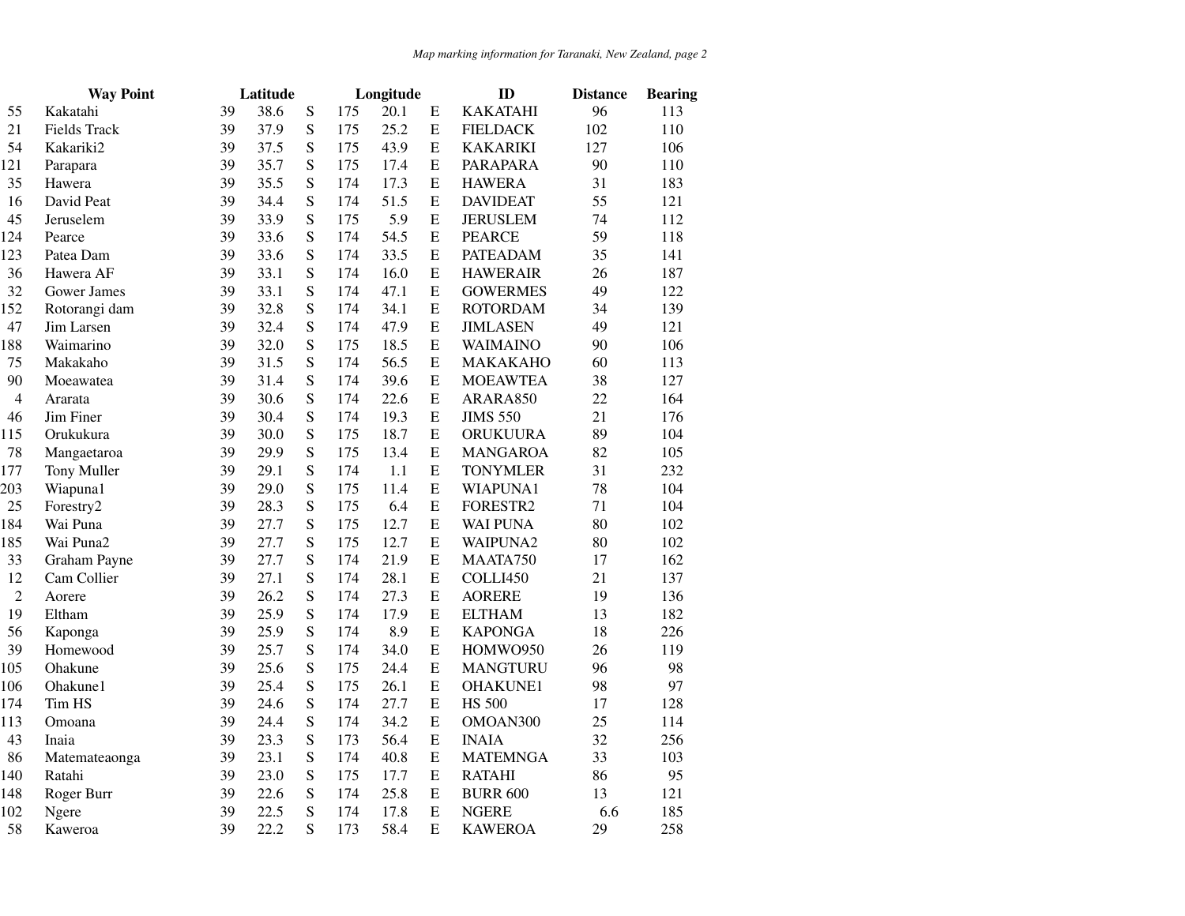| | Way Point | Latitude | | | Longitude | | | ID | Distance | Bearing |
|---|---|---|---|---|---|---|---|---|---|---|
| 55 | Kakatahi | 39 | 38.6 | S | 175 | 20.1 | E | KAKATAHI | 96 | 113 |
| 21 | Fields Track | 39 | 37.9 | S | 175 | 25.2 | E | FIELDACK | 102 | 110 |
| 54 | Kakariki2 | 39 | 37.5 | S | 175 | 43.9 | E | KAKARIKI | 127 | 106 |
| 121 | Parapara | 39 | 35.7 | S | 175 | 17.4 | E | PARAPARA | 90 | 110 |
| 35 | Hawera | 39 | 35.5 | S | 174 | 17.3 | E | HAWERA | 31 | 183 |
| 16 | David Peat | 39 | 34.4 | S | 174 | 51.5 | E | DAVIDEAT | 55 | 121 |
| 45 | Jeruselem | 39 | 33.9 | S | 175 | 5.9 | E | JERUSLEM | 74 | 112 |
| 124 | Pearce | 39 | 33.6 | S | 174 | 54.5 | E | PEARCE | 59 | 118 |
| 123 | Patea Dam | 39 | 33.6 | S | 174 | 33.5 | E | PATEADAM | 35 | 141 |
| 36 | Hawera AF | 39 | 33.1 | S | 174 | 16.0 | E | HAWERAIR | 26 | 187 |
| 32 | Gower James | 39 | 33.1 | S | 174 | 47.1 | E | GOWERMES | 49 | 122 |
| 152 | Rotorangi dam | 39 | 32.8 | S | 174 | 34.1 | E | ROTORDAM | 34 | 139 |
| 47 | Jim Larsen | 39 | 32.4 | S | 174 | 47.9 | E | JIMLASEN | 49 | 121 |
| 188 | Waimarino | 39 | 32.0 | S | 175 | 18.5 | E | WAIMAINO | 90 | 106 |
| 75 | Makakaho | 39 | 31.5 | S | 174 | 56.5 | E | MAKAKAHO | 60 | 113 |
| 90 | Moeawatea | 39 | 31.4 | S | 174 | 39.6 | E | MOEAWTEA | 38 | 127 |
| 4 | Ararata | 39 | 30.6 | S | 174 | 22.6 | E | ARARA850 | 22 | 164 |
| 46 | Jim Finer | 39 | 30.4 | S | 174 | 19.3 | E | JIMS 550 | 21 | 176 |
| 115 | Orukukura | 39 | 30.0 | S | 175 | 18.7 | E | ORUKUURA | 89 | 104 |
| 78 | Mangaetaroa | 39 | 29.9 | S | 175 | 13.4 | E | MANGAROA | 82 | 105 |
| 177 | Tony Muller | 39 | 29.1 | S | 174 | 1.1 | E | TONYMLER | 31 | 232 |
| 203 | Wiapuna1 | 39 | 29.0 | S | 175 | 11.4 | E | WIAPUNA1 | 78 | 104 |
| 25 | Forestry2 | 39 | 28.3 | S | 175 | 6.4 | E | FORESTR2 | 71 | 104 |
| 184 | Wai Puna | 39 | 27.7 | S | 175 | 12.7 | E | WAI PUNA | 80 | 102 |
| 185 | Wai Puna2 | 39 | 27.7 | S | 175 | 12.7 | E | WAIPUNA2 | 80 | 102 |
| 33 | Graham Payne | 39 | 27.7 | S | 174 | 21.9 | E | MAATA750 | 17 | 162 |
| 12 | Cam Collier | 39 | 27.1 | S | 174 | 28.1 | E | COLLI450 | 21 | 137 |
| 2 | Aorere | 39 | 26.2 | S | 174 | 27.3 | E | AORERE | 19 | 136 |
| 19 | Eltham | 39 | 25.9 | S | 174 | 17.9 | E | ELTHAM | 13 | 182 |
| 56 | Kaponga | 39 | 25.9 | S | 174 | 8.9 | E | KAPONGA | 18 | 226 |
| 39 | Homewood | 39 | 25.7 | S | 174 | 34.0 | E | HOMWO950 | 26 | 119 |
| 105 | Ohakune | 39 | 25.6 | S | 175 | 24.4 | E | MANGTURU | 96 | 98 |
| 106 | Ohakune1 | 39 | 25.4 | S | 175 | 26.1 | E | OHAKUNE1 | 98 | 97 |
| 174 | Tim HS | 39 | 24.6 | S | 174 | 27.7 | E | HS 500 | 17 | 128 |
| 113 | Omoana | 39 | 24.4 | S | 174 | 34.2 | E | OMOAN300 | 25 | 114 |
| 43 | Inaia | 39 | 23.3 | S | 173 | 56.4 | E | INAIA | 32 | 256 |
| 86 | Matemateaonga | 39 | 23.1 | S | 174 | 40.8 | E | MATEMNGA | 33 | 103 |
| 140 | Ratahi | 39 | 23.0 | S | 175 | 17.7 | E | RATAHI | 86 | 95 |
| 148 | Roger Burr | 39 | 22.6 | S | 174 | 25.8 | E | BURR 600 | 13 | 121 |
| 102 | Ngere | 39 | 22.5 | S | 174 | 17.8 | E | NGERE | 6.6 | 185 |
| 58 | Kaweroa | 39 | 22.2 | S | 173 | 58.4 | E | KAWEROA | 29 | 258 |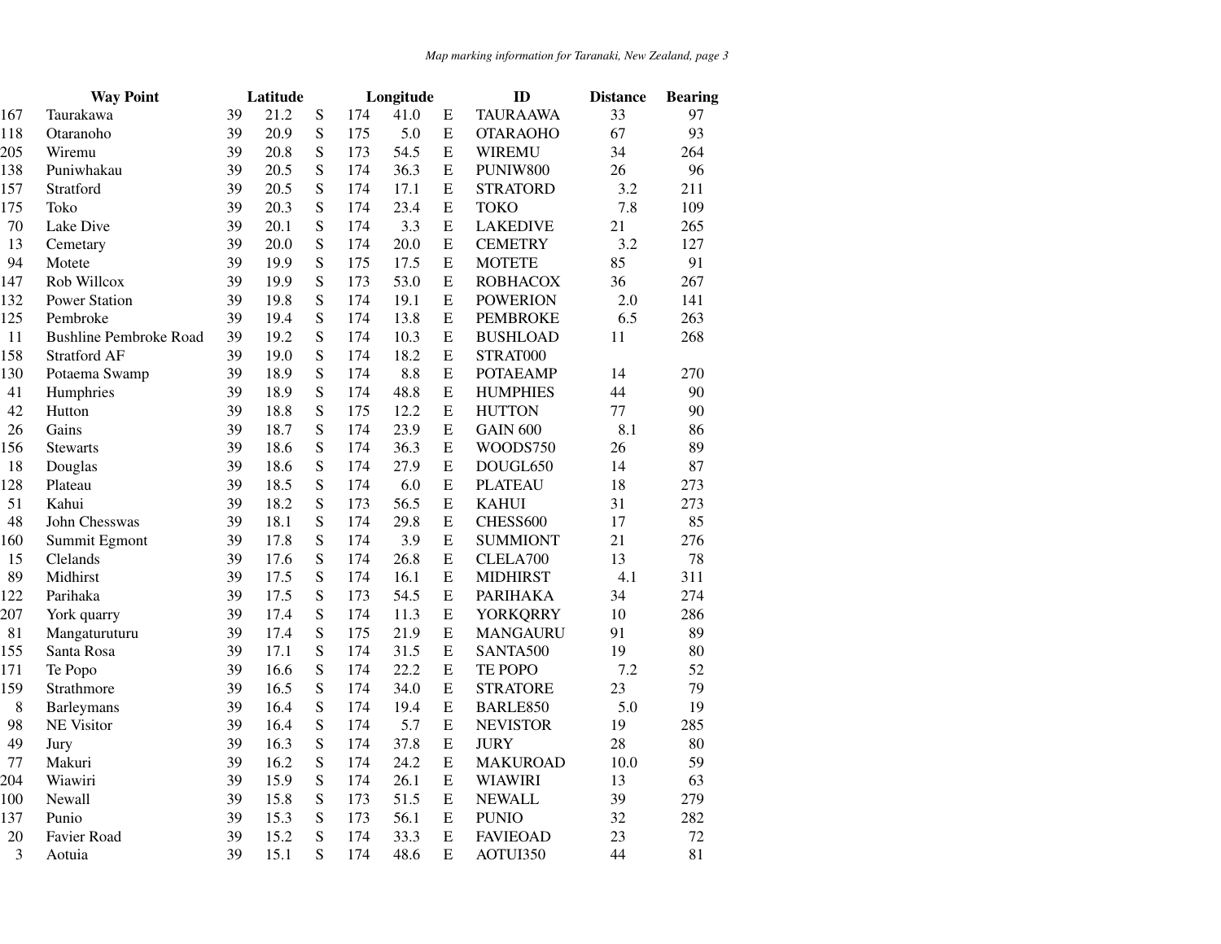| | Way Point | Latitude | | | Longitude | | | ID | Distance | Bearing |
|---|---|---|---|---|---|---|---|---|---|---|
| 167 | Taurakawa | 39 | 21.2 | S | 174 | 41.0 | E | TAURAAWA | 33 | 97 |
| 118 | Otaranoho | 39 | 20.9 | S | 175 | 5.0 | E | OTARAOHO | 67 | 93 |
| 205 | Wiremu | 39 | 20.8 | S | 173 | 54.5 | E | WIREMU | 34 | 264 |
| 138 | Puniwhakau | 39 | 20.5 | S | 174 | 36.3 | E | PUNIW800 | 26 | 96 |
| 157 | Stratford | 39 | 20.5 | S | 174 | 17.1 | E | STRATORD | 3.2 | 211 |
| 175 | Toko | 39 | 20.3 | S | 174 | 23.4 | E | TOKO | 7.8 | 109 |
| 70 | Lake Dive | 39 | 20.1 | S | 174 | 3.3 | E | LAKEDIVE | 21 | 265 |
| 13 | Cemetary | 39 | 20.0 | S | 174 | 20.0 | E | CEMETRY | 3.2 | 127 |
| 94 | Motete | 39 | 19.9 | S | 175 | 17.5 | E | MOTETE | 85 | 91 |
| 147 | Rob Willcox | 39 | 19.9 | S | 173 | 53.0 | E | ROBHACOX | 36 | 267 |
| 132 | Power Station | 39 | 19.8 | S | 174 | 19.1 | E | POWERION | 2.0 | 141 |
| 125 | Pembroke | 39 | 19.4 | S | 174 | 13.8 | E | PEMBROKE | 6.5 | 263 |
| 11 | Bushline Pembroke Road | 39 | 19.2 | S | 174 | 10.3 | E | BUSHLOAD | 11 | 268 |
| 158 | Stratford AF | 39 | 19.0 | S | 174 | 18.2 | E | STRAT000 | | |
| 130 | Potaema Swamp | 39 | 18.9 | S | 174 | 8.8 | E | POTAEAMP | 14 | 270 |
| 41 | Humphries | 39 | 18.9 | S | 174 | 48.8 | E | HUMPHIES | 44 | 90 |
| 42 | Hutton | 39 | 18.8 | S | 175 | 12.2 | E | HUTTON | 77 | 90 |
| 26 | Gains | 39 | 18.7 | S | 174 | 23.9 | E | GAIN 600 | 8.1 | 86 |
| 156 | Stewarts | 39 | 18.6 | S | 174 | 36.3 | E | WOODS750 | 26 | 89 |
| 18 | Douglas | 39 | 18.6 | S | 174 | 27.9 | E | DOUGL650 | 14 | 87 |
| 128 | Plateau | 39 | 18.5 | S | 174 | 6.0 | E | PLATEAU | 18 | 273 |
| 51 | Kahui | 39 | 18.2 | S | 173 | 56.5 | E | KAHUI | 31 | 273 |
| 48 | John Chesswas | 39 | 18.1 | S | 174 | 29.8 | E | CHESS600 | 17 | 85 |
| 160 | Summit Egmont | 39 | 17.8 | S | 174 | 3.9 | E | SUMMIONT | 21 | 276 |
| 15 | Clelands | 39 | 17.6 | S | 174 | 26.8 | E | CLELA700 | 13 | 78 |
| 89 | Midhirst | 39 | 17.5 | S | 174 | 16.1 | E | MIDHIRST | 4.1 | 311 |
| 122 | Parihaka | 39 | 17.5 | S | 173 | 54.5 | E | PARIHAKA | 34 | 274 |
| 207 | York quarry | 39 | 17.4 | S | 174 | 11.3 | E | YORKQRRY | 10 | 286 |
| 81 | Mangaturuturu | 39 | 17.4 | S | 175 | 21.9 | E | MANGAURU | 91 | 89 |
| 155 | Santa Rosa | 39 | 17.1 | S | 174 | 31.5 | E | SANTA500 | 19 | 80 |
| 171 | Te Popo | 39 | 16.6 | S | 174 | 22.2 | E | TE POPO | 7.2 | 52 |
| 159 | Strathmore | 39 | 16.5 | S | 174 | 34.0 | E | STRATORE | 23 | 79 |
| 8 | Barleymans | 39 | 16.4 | S | 174 | 19.4 | E | BARLE850 | 5.0 | 19 |
| 98 | NE Visitor | 39 | 16.4 | S | 174 | 5.7 | E | NEVISTOR | 19 | 285 |
| 49 | Jury | 39 | 16.3 | S | 174 | 37.8 | E | JURY | 28 | 80 |
| 77 | Makuri | 39 | 16.2 | S | 174 | 24.2 | E | MAKUROAD | 10.0 | 59 |
| 204 | Wiawiri | 39 | 15.9 | S | 174 | 26.1 | E | WIAWIRI | 13 | 63 |
| 100 | Newall | 39 | 15.8 | S | 173 | 51.5 | E | NEWALL | 39 | 279 |
| 137 | Punio | 39 | 15.3 | S | 173 | 56.1 | E | PUNIO | 32 | 282 |
| 20 | Favier Road | 39 | 15.2 | S | 174 | 33.3 | E | FAVIEOAD | 23 | 72 |
| 3 | Aotuia | 39 | 15.1 | S | 174 | 48.6 | E | AOTUI350 | 44 | 81 |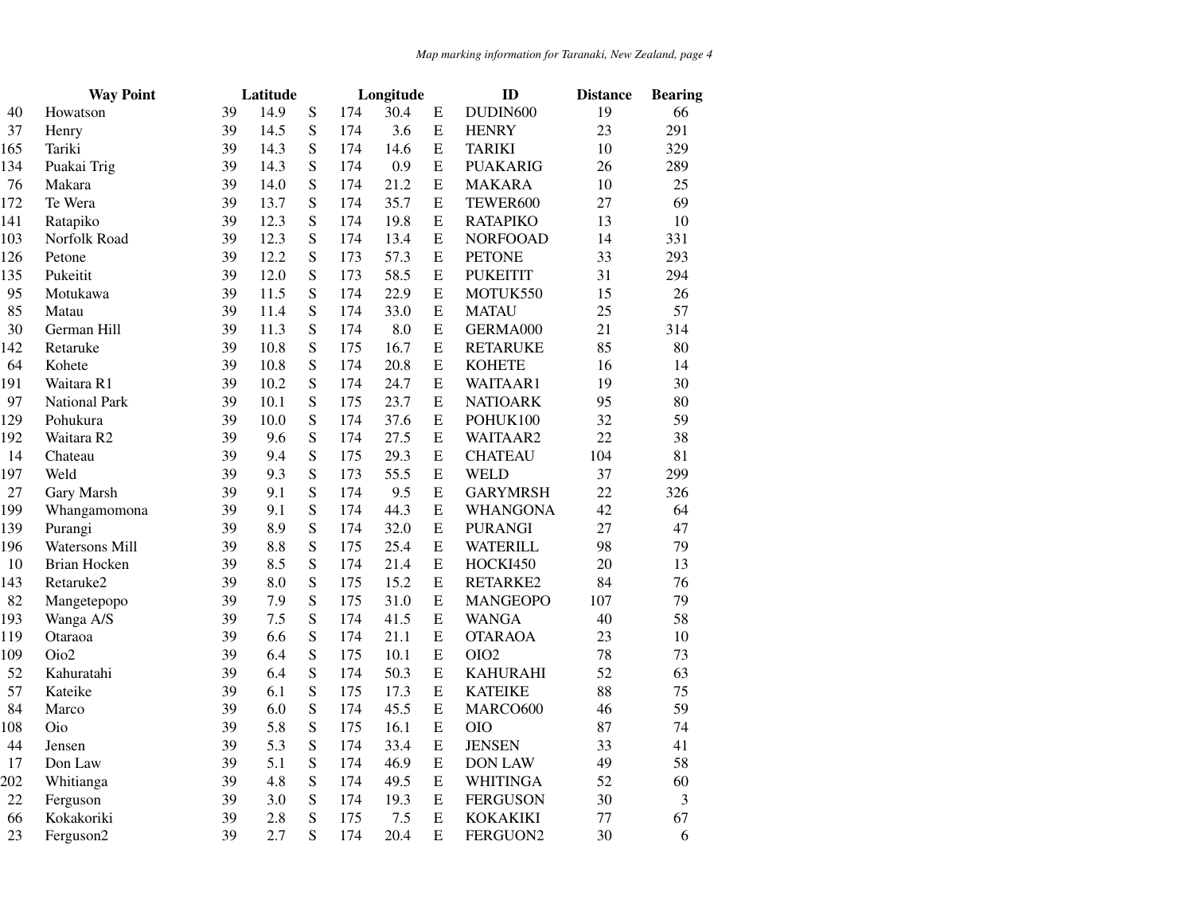| | Way Point | Latitude | | | Longitude | | | ID | Distance | Bearing |
|---|---|---|---|---|---|---|---|---|---|---|
| 40 | Howatson | 39 | 14.9 | S | 174 | 30.4 | E | DUDIN600 | 19 | 66 |
| 37 | Henry | 39 | 14.5 | S | 174 | 3.6 | E | HENRY | 23 | 291 |
| 165 | Tariki | 39 | 14.3 | S | 174 | 14.6 | E | TARIKI | 10 | 329 |
| 134 | Puakai Trig | 39 | 14.3 | S | 174 | 0.9 | E | PUAKARIG | 26 | 289 |
| 76 | Makara | 39 | 14.0 | S | 174 | 21.2 | E | MAKARA | 10 | 25 |
| 172 | Te Wera | 39 | 13.7 | S | 174 | 35.7 | E | TEWER600 | 27 | 69 |
| 141 | Ratapiko | 39 | 12.3 | S | 174 | 19.8 | E | RATAPIKO | 13 | 10 |
| 103 | Norfolk Road | 39 | 12.3 | S | 174 | 13.4 | E | NORFOOAD | 14 | 331 |
| 126 | Petone | 39 | 12.2 | S | 173 | 57.3 | E | PETONE | 33 | 293 |
| 135 | Pukeitit | 39 | 12.0 | S | 173 | 58.5 | E | PUKEITIT | 31 | 294 |
| 95 | Motukawa | 39 | 11.5 | S | 174 | 22.9 | E | MOTUK550 | 15 | 26 |
| 85 | Matau | 39 | 11.4 | S | 174 | 33.0 | E | MATAU | 25 | 57 |
| 30 | German Hill | 39 | 11.3 | S | 174 | 8.0 | E | GERMA000 | 21 | 314 |
| 142 | Retaruke | 39 | 10.8 | S | 175 | 16.7 | E | RETARUKE | 85 | 80 |
| 64 | Kohete | 39 | 10.8 | S | 174 | 20.8 | E | KOHETE | 16 | 14 |
| 191 | Waitara R1 | 39 | 10.2 | S | 174 | 24.7 | E | WAITAAR1 | 19 | 30 |
| 97 | National Park | 39 | 10.1 | S | 175 | 23.7 | E | NATIOARK | 95 | 80 |
| 129 | Pohukura | 39 | 10.0 | S | 174 | 37.6 | E | POHUK100 | 32 | 59 |
| 192 | Waitara R2 | 39 | 9.6 | S | 174 | 27.5 | E | WAITAAR2 | 22 | 38 |
| 14 | Chateau | 39 | 9.4 | S | 175 | 29.3 | E | CHATEAU | 104 | 81 |
| 197 | Weld | 39 | 9.3 | S | 173 | 55.5 | E | WELD | 37 | 299 |
| 27 | Gary Marsh | 39 | 9.1 | S | 174 | 9.5 | E | GARYMRSH | 22 | 326 |
| 199 | Whangamomona | 39 | 9.1 | S | 174 | 44.3 | E | WHANGONA | 42 | 64 |
| 139 | Purangi | 39 | 8.9 | S | 174 | 32.0 | E | PURANGI | 27 | 47 |
| 196 | Watersons Mill | 39 | 8.8 | S | 175 | 25.4 | E | WATERILL | 98 | 79 |
| 10 | Brian Hocken | 39 | 8.5 | S | 174 | 21.4 | E | HOCKI450 | 20 | 13 |
| 143 | Retaruke2 | 39 | 8.0 | S | 175 | 15.2 | E | RETARKE2 | 84 | 76 |
| 82 | Mangetepopo | 39 | 7.9 | S | 175 | 31.0 | E | MANGEOPO | 107 | 79 |
| 193 | Wanga A/S | 39 | 7.5 | S | 174 | 41.5 | E | WANGA | 40 | 58 |
| 119 | Otaraoa | 39 | 6.6 | S | 174 | 21.1 | E | OTARAOA | 23 | 10 |
| 109 | Oio2 | 39 | 6.4 | S | 175 | 10.1 | E | OIO2 | 78 | 73 |
| 52 | Kahuratahi | 39 | 6.4 | S | 174 | 50.3 | E | KAHURAHI | 52 | 63 |
| 57 | Kateike | 39 | 6.1 | S | 175 | 17.3 | E | KATEIKE | 88 | 75 |
| 84 | Marco | 39 | 6.0 | S | 174 | 45.5 | E | MARCO600 | 46 | 59 |
| 108 | Oio | 39 | 5.8 | S | 175 | 16.1 | E | OIO | 87 | 74 |
| 44 | Jensen | 39 | 5.3 | S | 174 | 33.4 | E | JENSEN | 33 | 41 |
| 17 | Don Law | 39 | 5.1 | S | 174 | 46.9 | E | DON LAW | 49 | 58 |
| 202 | Whitianga | 39 | 4.8 | S | 174 | 49.5 | E | WHITINGA | 52 | 60 |
| 22 | Ferguson | 39 | 3.0 | S | 174 | 19.3 | E | FERGUSON | 30 | 3 |
| 66 | Kokakoriki | 39 | 2.8 | S | 175 | 7.5 | E | KOKAKIKI | 77 | 67 |
| 23 | Ferguson2 | 39 | 2.7 | S | 174 | 20.4 | E | FERGUON2 | 30 | 6 |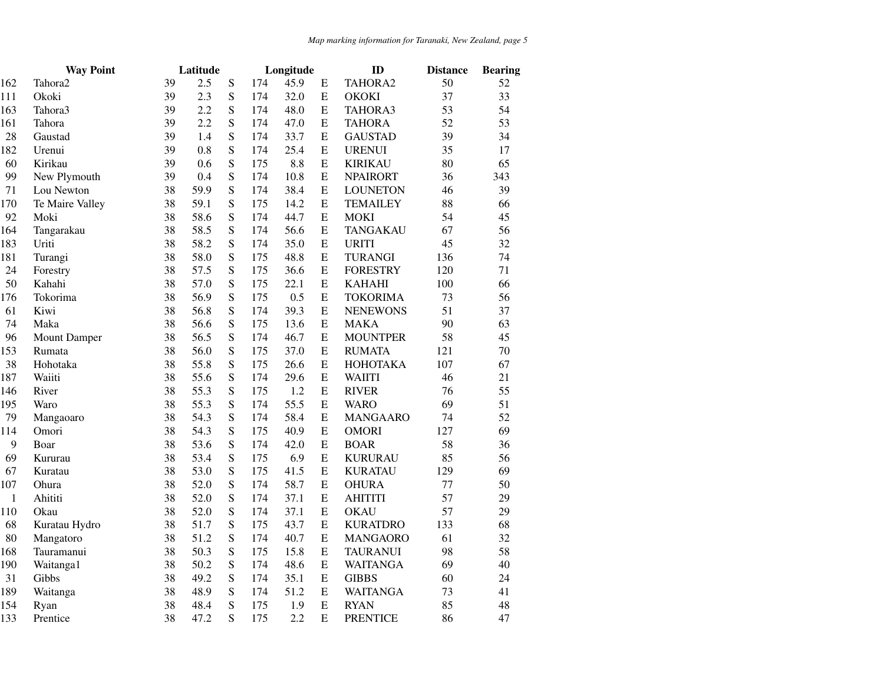| | Way Point | Latitude | | | Longitude | | | ID | Distance | Bearing |
|---|---|---|---|---|---|---|---|---|---|---|
| 162 | Tahora2 | 39 | 2.5 | S | 174 | 45.9 | E | TAHORA2 | 50 | 52 |
| 111 | Okoki | 39 | 2.3 | S | 174 | 32.0 | E | OKOKI | 37 | 33 |
| 163 | Tahora3 | 39 | 2.2 | S | 174 | 48.0 | E | TAHORA3 | 53 | 54 |
| 161 | Tahora | 39 | 2.2 | S | 174 | 47.0 | E | TAHORA | 52 | 53 |
| 28 | Gaustad | 39 | 1.4 | S | 174 | 33.7 | E | GAUSTAD | 39 | 34 |
| 182 | Urenui | 39 | 0.8 | S | 174 | 25.4 | E | URENUI | 35 | 17 |
| 60 | Kirikau | 39 | 0.6 | S | 175 | 8.8 | E | KIRIKAU | 80 | 65 |
| 99 | New Plymouth | 39 | 0.4 | S | 174 | 10.8 | E | NPAIRORT | 36 | 343 |
| 71 | Lou Newton | 38 | 59.9 | S | 174 | 38.4 | E | LOUNETON | 46 | 39 |
| 170 | Te Maire Valley | 38 | 59.1 | S | 175 | 14.2 | E | TEMAILEY | 88 | 66 |
| 92 | Moki | 38 | 58.6 | S | 174 | 44.7 | E | MOKI | 54 | 45 |
| 164 | Tangarakau | 38 | 58.5 | S | 174 | 56.6 | E | TANGAKAU | 67 | 56 |
| 183 | Uriti | 38 | 58.2 | S | 174 | 35.0 | E | URITI | 45 | 32 |
| 181 | Turangi | 38 | 58.0 | S | 175 | 48.8 | E | TURANGI | 136 | 74 |
| 24 | Forestry | 38 | 57.5 | S | 175 | 36.6 | E | FORESTRY | 120 | 71 |
| 50 | Kahahi | 38 | 57.0 | S | 175 | 22.1 | E | KAHAHI | 100 | 66 |
| 176 | Tokorima | 38 | 56.9 | S | 175 | 0.5 | E | TOKORIMA | 73 | 56 |
| 61 | Kiwi | 38 | 56.8 | S | 174 | 39.3 | E | NENEWONS | 51 | 37 |
| 74 | Maka | 38 | 56.6 | S | 175 | 13.6 | E | MAKA | 90 | 63 |
| 96 | Mount Damper | 38 | 56.5 | S | 174 | 46.7 | E | MOUNTPER | 58 | 45 |
| 153 | Rumata | 38 | 56.0 | S | 175 | 37.0 | E | RUMATA | 121 | 70 |
| 38 | Hohotaka | 38 | 55.8 | S | 175 | 26.6 | E | HOHOTAKA | 107 | 67 |
| 187 | Waiiti | 38 | 55.6 | S | 174 | 29.6 | E | WAIITI | 46 | 21 |
| 146 | River | 38 | 55.3 | S | 175 | 1.2 | E | RIVER | 76 | 55 |
| 195 | Waro | 38 | 55.3 | S | 174 | 55.5 | E | WARO | 69 | 51 |
| 79 | Mangaoaro | 38 | 54.3 | S | 174 | 58.4 | E | MANGAARO | 74 | 52 |
| 114 | Omori | 38 | 54.3 | S | 175 | 40.9 | E | OMORI | 127 | 69 |
| 9 | Boar | 38 | 53.6 | S | 174 | 42.0 | E | BOAR | 58 | 36 |
| 69 | Kururau | 38 | 53.4 | S | 175 | 6.9 | E | KURURAU | 85 | 56 |
| 67 | Kuratau | 38 | 53.0 | S | 175 | 41.5 | E | KURATAU | 129 | 69 |
| 107 | Ohura | 38 | 52.0 | S | 174 | 58.7 | E | OHURA | 77 | 50 |
| 1 | Ahititi | 38 | 52.0 | S | 174 | 37.1 | E | AHITITI | 57 | 29 |
| 110 | Okau | 38 | 52.0 | S | 174 | 37.1 | E | OKAU | 57 | 29 |
| 68 | Kuratau Hydro | 38 | 51.7 | S | 175 | 43.7 | E | KURATDRO | 133 | 68 |
| 80 | Mangatoro | 38 | 51.2 | S | 174 | 40.7 | E | MANGAORO | 61 | 32 |
| 168 | Tauramanui | 38 | 50.3 | S | 175 | 15.8 | E | TAURANUI | 98 | 58 |
| 190 | Waitanga1 | 38 | 50.2 | S | 174 | 48.6 | E | WAITANGA | 69 | 40 |
| 31 | Gibbs | 38 | 49.2 | S | 174 | 35.1 | E | GIBBS | 60 | 24 |
| 189 | Waitanga | 38 | 48.9 | S | 174 | 51.2 | E | WAITANGA | 73 | 41 |
| 154 | Ryan | 38 | 48.4 | S | 175 | 1.9 | E | RYAN | 85 | 48 |
| 133 | Prentice | 38 | 47.2 | S | 175 | 2.2 | E | PRENTICE | 86 | 47 |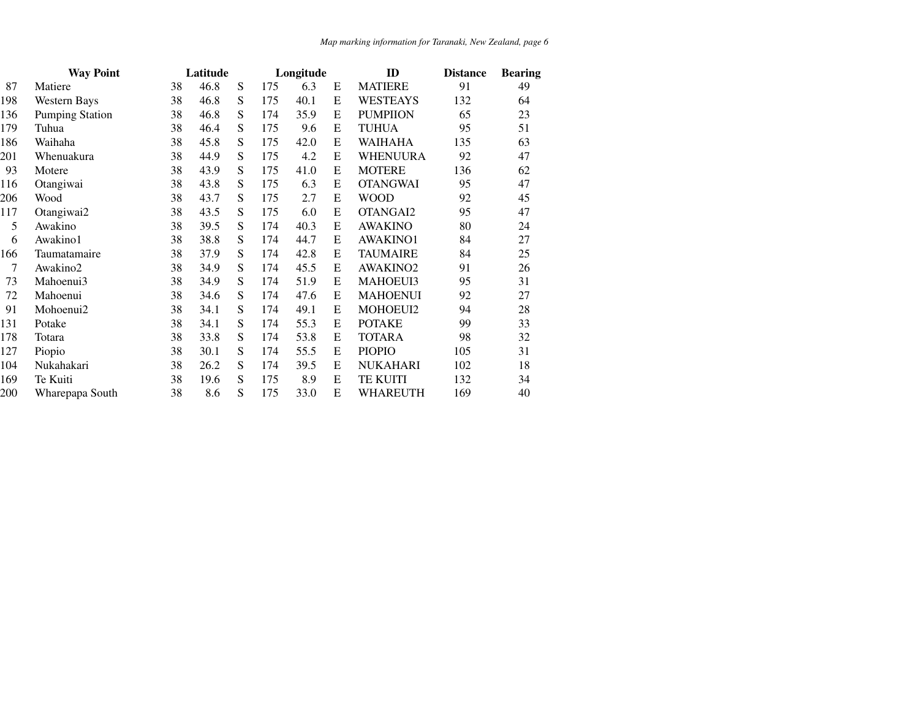| | Way Point | Latitude | | | Longitude | | | ID | Distance | Bearing |
|---|---|---|---|---|---|---|---|---|---|---|
| 87 | Matiere | 38 | 46.8 | S | 175 | 6.3 | E | MATIERE | 91 | 49 |
| 198 | Western Bays | 38 | 46.8 | S | 175 | 40.1 | E | WESTEAYS | 132 | 64 |
| 136 | Pumping Station | 38 | 46.8 | S | 174 | 35.9 | E | PUMPIION | 65 | 23 |
| 179 | Tuhua | 38 | 46.4 | S | 175 | 9.6 | E | TUHUA | 95 | 51 |
| 186 | Waihaha | 38 | 45.8 | S | 175 | 42.0 | E | WAIHAHA | 135 | 63 |
| 201 | Whenuakura | 38 | 44.9 | S | 175 | 4.2 | E | WHENUURA | 92 | 47 |
| 93 | Motere | 38 | 43.9 | S | 175 | 41.0 | E | MOTERE | 136 | 62 |
| 116 | Otangiwai | 38 | 43.8 | S | 175 | 6.3 | E | OTANGWAI | 95 | 47 |
| 206 | Wood | 38 | 43.7 | S | 175 | 2.7 | E | WOOD | 92 | 45 |
| 117 | Otangiwai2 | 38 | 43.5 | S | 175 | 6.0 | E | OTANGAI2 | 95 | 47 |
| 5 | Awakino | 38 | 39.5 | S | 174 | 40.3 | E | AWAKINO | 80 | 24 |
| 6 | Awakino1 | 38 | 38.8 | S | 174 | 44.7 | E | AWAKINO1 | 84 | 27 |
| 166 | Taumatamaire | 38 | 37.9 | S | 174 | 42.8 | E | TAUMAIRE | 84 | 25 |
| 7 | Awakino2 | 38 | 34.9 | S | 174 | 45.5 | E | AWAKINO2 | 91 | 26 |
| 73 | Mahoenui3 | 38 | 34.9 | S | 174 | 51.9 | E | MAHOEUI3 | 95 | 31 |
| 72 | Mahoenui | 38 | 34.6 | S | 174 | 47.6 | E | MAHOENUI | 92 | 27 |
| 91 | Mohoenui2 | 38 | 34.1 | S | 174 | 49.1 | E | MOHOEUI2 | 94 | 28 |
| 131 | Potake | 38 | 34.1 | S | 174 | 55.3 | E | POTAKE | 99 | 33 |
| 178 | Totara | 38 | 33.8 | S | 174 | 53.8 | E | TOTARA | 98 | 32 |
| 127 | Piopio | 38 | 30.1 | S | 174 | 55.5 | E | PIOPIO | 105 | 31 |
| 104 | Nukahakari | 38 | 26.2 | S | 174 | 39.5 | E | NUKAHARI | 102 | 18 |
| 169 | Te Kuiti | 38 | 19.6 | S | 175 | 8.9 | E | TE KUITI | 132 | 34 |
| 200 | Wharepapa South | 38 | 8.6 | S | 175 | 33.0 | E | WHAREUTH | 169 | 40 |